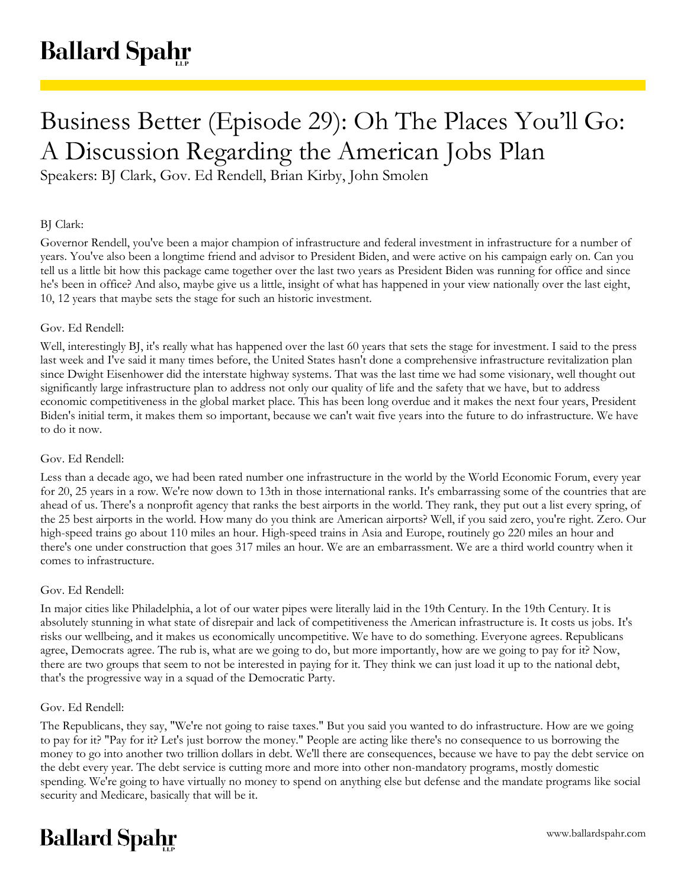# Business Better (Episode 29): Oh The Places You'll Go: A Discussion Regarding the American Jobs Plan

Speakers: BJ Clark, Gov. Ed Rendell, Brian Kirby, John Smolen

BJ Clark:

Governor Rendell, you've been a major champion of infrastructure and federal investment in infrastructure for a number of years. You've also been a longtime friend and advisor to President Biden, and were active on his campaign early on. Can you tell us a little bit how this package came together over the last two years as President Biden was running for office and since he's been in office? And also, maybe give us a little, insight of what has happened in your view nationally over the last eight, 10, 12 years that maybe sets the stage for such an historic investment.

Gov. Ed Rendell:

Well, interestingly BJ, it's really what has happened over the last 60 years that sets the stage for investment. I said to the press last week and I've said it many times before, the United States hasn't done a comprehensive infrastructure revitalization plan since Dwight Eisenhower did the interstate highway systems. That was the last time we had some visionary, well thought out significantly large infrastructure plan to address not only our quality of life and the safety that we have, but to address economic competitiveness in the global market place. This has been long overdue and it makes the next four years, President Biden's initial term, it makes them so important, because we can't wait five years into the future to do infrastructure. We have to do it now.

Gov. Ed Rendell:

Less than a decade ago, we had been rated number one infrastructure in the world by the World Economic Forum, every year for 20, 25 years in a row. We're now down to 13th in those international ranks. It's embarrassing some of the countries that are ahead of us. There's a nonprofit agency that ranks the best airports in the world. They rank, they put out a list every spring, of the 25 best airports in the world. How many do you think are American airports? Well, if you said zero, you're right. Zero. Our high-speed trains go about 110 miles an hour. High-speed trains in Asia and Europe, routinely go 220 miles an hour and there's one under construction that goes 317 miles an hour. We are an embarrassment. We are a third world country when it comes to infrastructure.

Gov. Ed Rendell:

In major cities like Philadelphia, a lot of our water pipes were literally laid in the 19th Century. In the 19th Century. It is absolutely stunning in what state of disrepair and lack of competitiveness the American infrastructure is. It costs us jobs. It's risks our wellbeing, and it makes us economically uncompetitive. We have to do something. Everyone agrees. Republicans agree, Democrats agree. The rub is, what are we going to do, but more importantly, how are we going to pay for it? Now, there are two groups that seem to not be interested in paying for it. They think we can just load it up to the national debt, that's the progressive way in a squad of the Democratic Party.

Gov. Ed Rendell:

The Republicans, they say, "We're not going to raise taxes." But you said you wanted to do infrastructure. How are we going to pay for it? "Pay for it? Let's just borrow the money." People are acting like there's no consequence to us borrowing the money to go into another two trillion dollars in debt. We'll there are consequences, because we have to pay the debt service on the debt every year. The debt service is cutting more and more into other non-mandatory programs, mostly domestic spending. We're going to have virtually no money to spend on anything else but defense and the mandate programs like social security and Medicare, basically that will be it.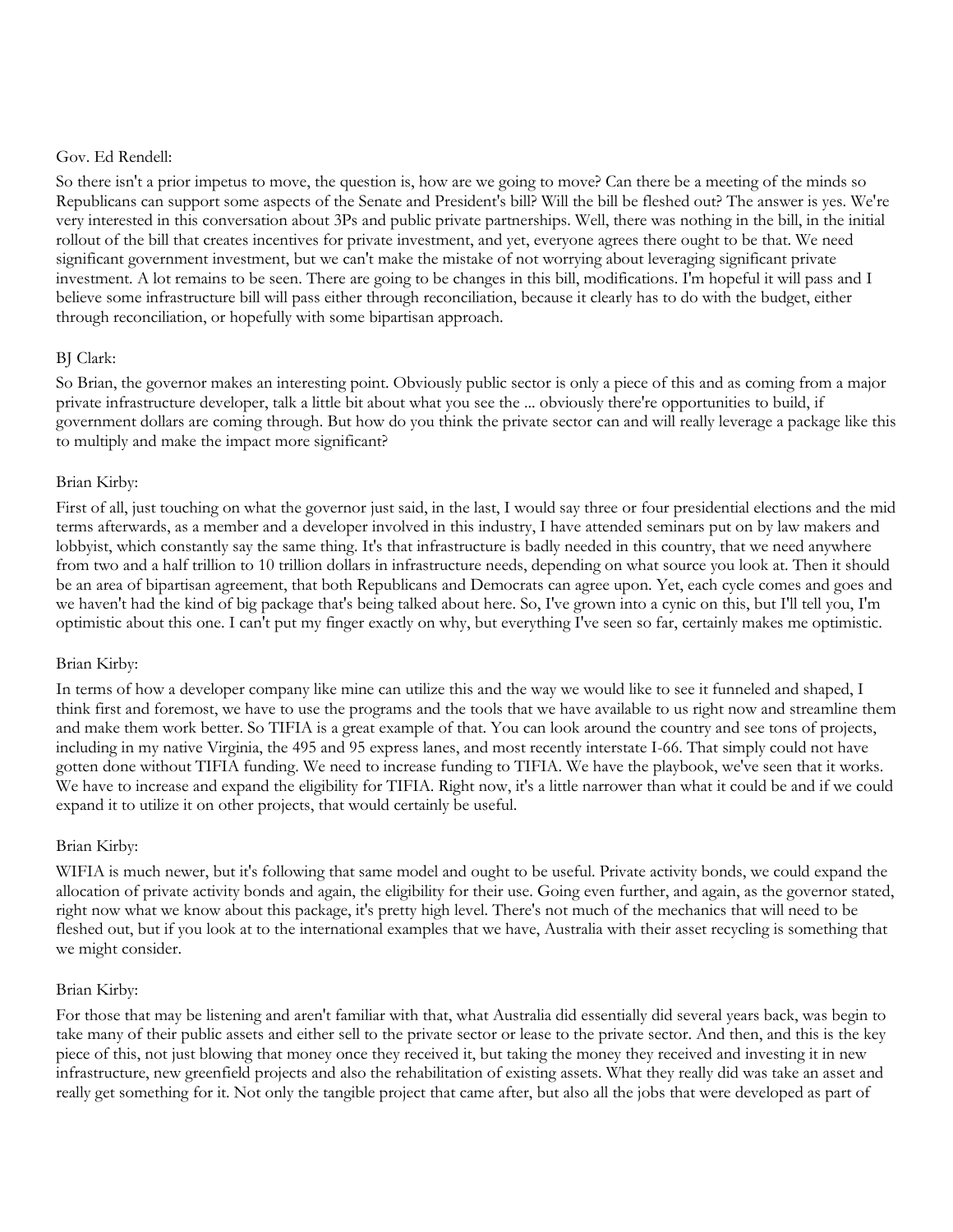Gov. Ed Rendell:

So there isn't a prior impetus to move, the question is, how are we going to move? Can there be a meeting of the minds so Republicans can support some aspects of the Senate and President's bill? Will the bill be fleshed out? The answer is yes. We're very interested in this conversation about 3Ps and public private partnerships. Well, there was nothing in the bill, in the initial rollout of the bill that creates incentives for private investment, and yet, everyone agrees there ought to be that. We need significant government investment, but we can't make the mistake of not worrying about leveraging significant private investment. A lot remains to be seen. There are going to be changes in this bill, modifications. I'm hopeful it will pass and I believe some infrastructure bill will pass either through reconciliation, because it clearly has to do with the budget, either through reconciliation, or hopefully with some bipartisan approach.

BJ Clark:

So Brian, the governor makes an interesting point. Obviously public sector is only a piece of this and as coming from a major private infrastructure developer, talk a little bit about what you see the ... obviously there're opportunities to build, if government dollars are coming through. But how do you think the private sector can and will really leverage a package like this to multiply and make the impact more significant?

Brian Kirby:

First of all, just touching on what the governor just said, in the last, I would say three or four presidential elections and the mid terms afterwards, as a member and a developer involved in this industry, I have attended seminars put on by law makers and lobbyist, which constantly say the same thing. It's that infrastructure is badly needed in this country, that we need anywhere from two and a half trillion to 10 trillion dollars in infrastructure needs, depending on what source you look at. Then it should be an area of bipartisan agreement, that both Republicans and Democrats can agree upon. Yet, each cycle comes and goes and we haven't had the kind of big package that's being talked about here. So, I've grown into a cynic on this, but I'll tell you, I'm optimistic about this one. I can't put my finger exactly on why, but everything I've seen so far, certainly makes me optimistic.

Brian Kirby:

In terms of how a developer company like mine can utilize this and the way we would like to see it funneled and shaped, I think first and foremost, we have to use the programs and the tools that we have available to us right now and streamline them and make them work better. So TIFIA is a great example of that. You can look around the country and see tons of projects, including in my native Virginia, the 495 and 95 express lanes, and most recently interstate I-66. That simply could not have gotten done without TIFIA funding. We need to increase funding to TIFIA. We have the playbook, we've seen that it works. We have to increase and expand the eligibility for TIFIA. Right now, it's a little narrower than what it could be and if we could expand it to utilize it on other projects, that would certainly be useful.

Brian Kirby:

WIFIA is much newer, but it's following that same model and ought to be useful. Private activity bonds, we could expand the allocation of private activity bonds and again, the eligibility for their use. Going even further, and again, as the governor stated, right now what we know about this package, it's pretty high level. There's not much of the mechanics that will need to be fleshed out, but if you look at to the international examples that we have, Australia with their asset recycling is something that we might consider.

Brian Kirby:

For those that may be listening and aren't familiar with that, what Australia did essentially did several years back, was begin to take many of their public assets and either sell to the private sector or lease to the private sector. And then, and this is the key piece of this, not just blowing that money once they received it, but taking the money they received and investing it in new infrastructure, new greenfield projects and also the rehabilitation of existing assets. What they really did was take an asset and really get something for it. Not only the tangible project that came after, but also all the jobs that were developed as part of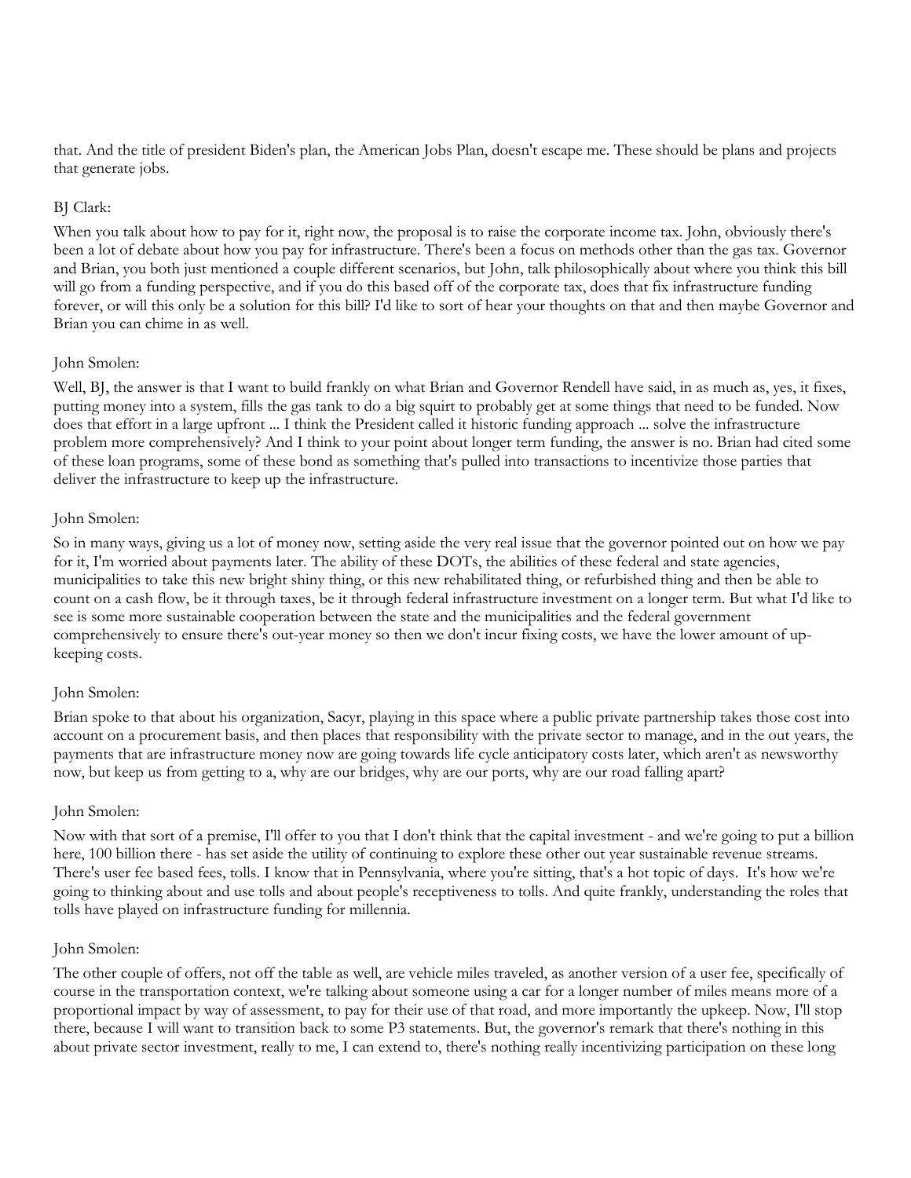that. And the title of president Biden's plan, the American Jobs Plan, doesn't escape me. These should be plans and projects that generate jobs.

BJ Clark:

When you talk about how to pay for it, right now, the proposal is to raise the corporate income tax. John, obviously there's been a lot of debate about how you pay for infrastructure. There's been a focus on methods other than the gas tax. Governor and Brian, you both just mentioned a couple different scenarios, but John, talk philosophically about where you think this bill will go from a funding perspective, and if you do this based off of the corporate tax, does that fix infrastructure funding forever, or will this only be a solution for this bill? I'd like to sort of hear your thoughts on that and then maybe Governor and Brian you can chime in as well.

John Smolen:

Well, BJ, the answer is that I want to build frankly on what Brian and Governor Rendell have said, in as much as, yes, it fixes, putting money into a system, fills the gas tank to do a big squirt to probably get at some things that need to be funded. Now does that effort in a large upfront ... I think the President called it historic funding approach ... solve the infrastructure problem more comprehensively? And I think to your point about longer term funding, the answer is no. Brian had cited some of these loan programs, some of these bond as something that's pulled into transactions to incentivize those parties that deliver the infrastructure to keep up the infrastructure.

John Smolen:

So in many ways, giving us a lot of money now, setting aside the very real issue that the governor pointed out on how we pay for it, I'm worried about payments later. The ability of these DOTs, the abilities of these federal and state agencies, municipalities to take this new bright shiny thing, or this new rehabilitated thing, or refurbished thing and then be able to count on a cash flow, be it through taxes, be it through federal infrastructure investment on a longer term. But what I'd like to see is some more sustainable cooperation between the state and the municipalities and the federal government comprehensively to ensure there's out-year money so then we don't incur fixing costs, we have the lower amount of up-keeping costs.

John Smolen:

Brian spoke to that about his organization, Sacyr, playing in this space where a public private partnership takes those cost into account on a procurement basis, and then places that responsibility with the private sector to manage, and in the out years, the payments that are infrastructure money now are going towards life cycle anticipatory costs later, which aren't as newsworthy now, but keep us from getting to a, why are our bridges, why are our ports, why are our road falling apart?

John Smolen:

Now with that sort of a premise, I'll offer to you that I don't think that the capital investment - and we're going to put a billion here, 100 billion there - has set aside the utility of continuing to explore these other out year sustainable revenue streams. There's user fee based fees, tolls. I know that in Pennsylvania, where you're sitting, that's a hot topic of days. It's how we're going to thinking about and use tolls and about people's receptiveness to tolls. And quite frankly, understanding the roles that tolls have played on infrastructure funding for millennia.

John Smolen:

The other couple of offers, not off the table as well, are vehicle miles traveled, as another version of a user fee, specifically of course in the transportation context, we're talking about someone using a car for a longer number of miles means more of a proportional impact by way of assessment, to pay for their use of that road, and more importantly the upkeep. Now, I'll stop there, because I will want to transition back to some P3 statements. But, the governor's remark that there's nothing in this about private sector investment, really to me, I can extend to, there's nothing really incentivizing participation on these long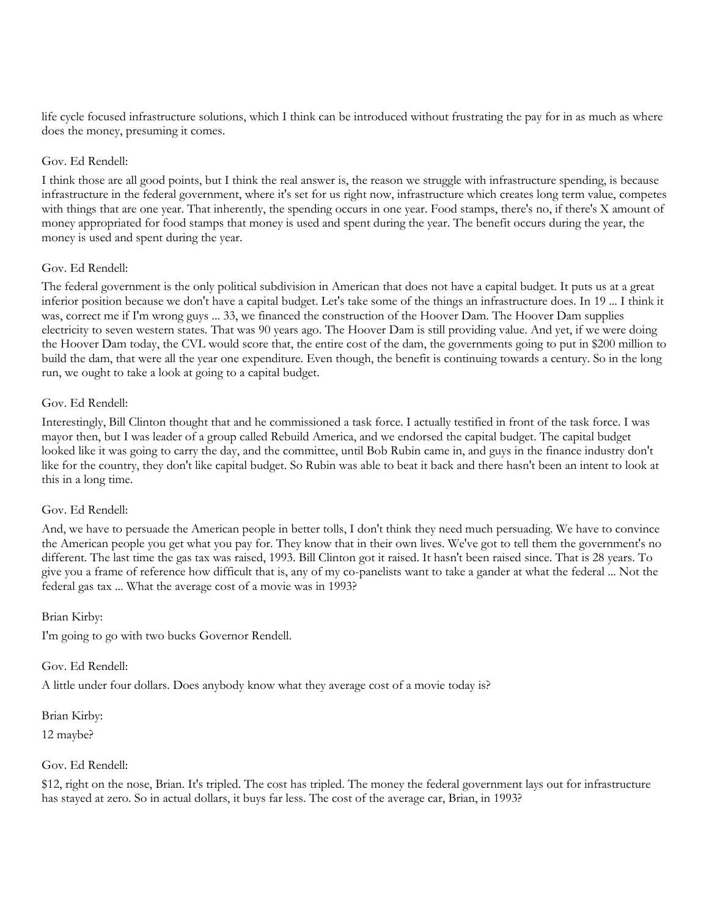life cycle focused infrastructure solutions, which I think can be introduced without frustrating the pay for in as much as where does the money, presuming it comes.

Gov. Ed Rendell:

I think those are all good points, but I think the real answer is, the reason we struggle with infrastructure spending, is because infrastructure in the federal government, where it's set for us right now, infrastructure which creates long term value, competes with things that are one year. That inherently, the spending occurs in one year. Food stamps, there's no, if there's X amount of money appropriated for food stamps that money is used and spent during the year. The benefit occurs during the year, the money is used and spent during the year.

Gov. Ed Rendell:

The federal government is the only political subdivision in American that does not have a capital budget. It puts us at a great inferior position because we don't have a capital budget. Let's take some of the things an infrastructure does. In 19 ... I think it was, correct me if I'm wrong guys ... 33, we financed the construction of the Hoover Dam. The Hoover Dam supplies electricity to seven western states. That was 90 years ago. The Hoover Dam is still providing value. And yet, if we were doing the Hoover Dam today, the CVL would score that, the entire cost of the dam, the governments going to put in $200 million to build the dam, that were all the year one expenditure. Even though, the benefit is continuing towards a century. So in the long run, we ought to take a look at going to a capital budget.

Gov. Ed Rendell:

Interestingly, Bill Clinton thought that and he commissioned a task force. I actually testified in front of the task force. I was mayor then, but I was leader of a group called Rebuild America, and we endorsed the capital budget. The capital budget looked like it was going to carry the day, and the committee, until Bob Rubin came in, and guys in the finance industry don't like for the country, they don't like capital budget. So Rubin was able to beat it back and there hasn't been an intent to look at this in a long time.

Gov. Ed Rendell:

And, we have to persuade the American people in better tolls, I don't think they need much persuading. We have to convince the American people you get what you pay for. They know that in their own lives. We've got to tell them the government's no different. The last time the gas tax was raised, 1993. Bill Clinton got it raised. It hasn't been raised since. That is 28 years. To give you a frame of reference how difficult that is, any of my co-panelists want to take a gander at what the federal ... Not the federal gas tax ... What the average cost of a movie was in 1993?

Brian Kirby:

I'm going to go with two bucks Governor Rendell.

Gov. Ed Rendell:

A little under four dollars. Does anybody know what they average cost of a movie today is?

Brian Kirby:

12 maybe?

Gov. Ed Rendell:

$12, right on the nose, Brian. It's tripled. The cost has tripled. The money the federal government lays out for infrastructure has stayed at zero. So in actual dollars, it buys far less. The cost of the average car, Brian, in 1993?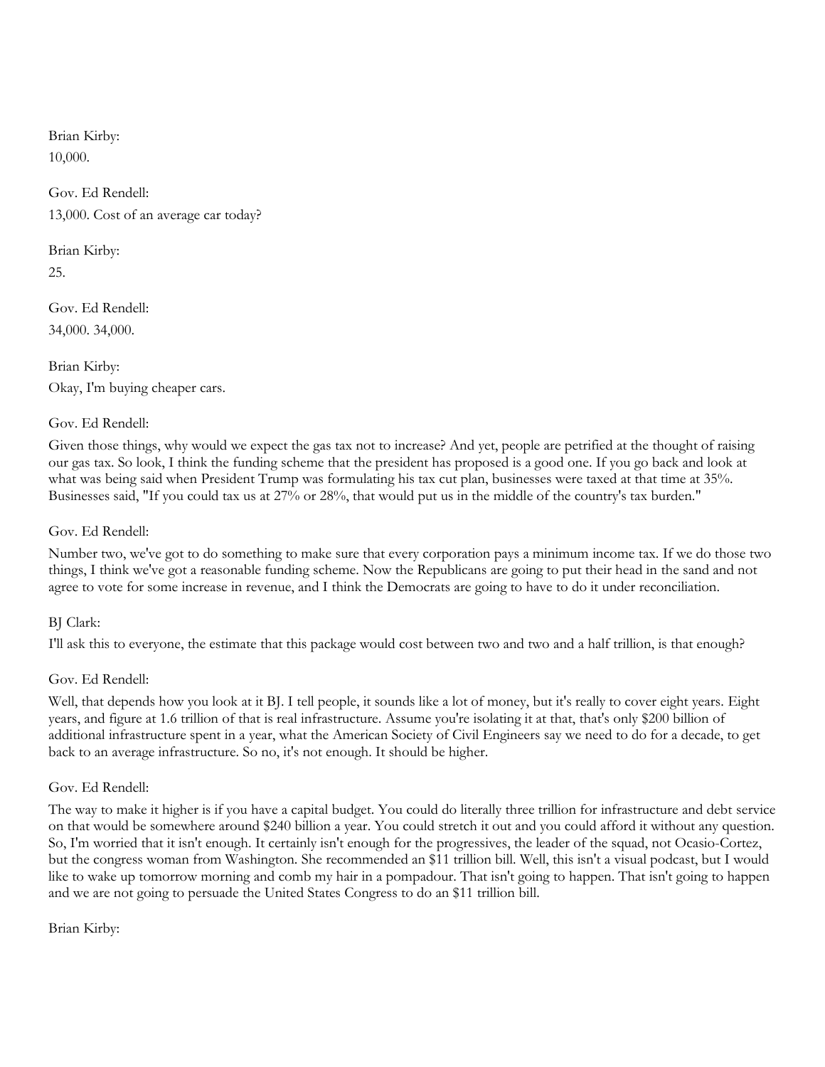Brian Kirby:
10,000.

Gov. Ed Rendell:
13,000. Cost of an average car today?

Brian Kirby:
25.

Gov. Ed Rendell:
34,000. 34,000.

Brian Kirby:
Okay, I'm buying cheaper cars.

Gov. Ed Rendell:

Given those things, why would we expect the gas tax not to increase? And yet, people are petrified at the thought of raising our gas tax. So look, I think the funding scheme that the president has proposed is a good one. If you go back and look at what was being said when President Trump was formulating his tax cut plan, businesses were taxed at that time at 35%. Businesses said, "If you could tax us at 27% or 28%, that would put us in the middle of the country's tax burden."

Gov. Ed Rendell:

Number two, we've got to do something to make sure that every corporation pays a minimum income tax. If we do those two things, I think we've got a reasonable funding scheme. Now the Republicans are going to put their head in the sand and not agree to vote for some increase in revenue, and I think the Democrats are going to have to do it under reconciliation.

BJ Clark:

I'll ask this to everyone, the estimate that this package would cost between two and two and a half trillion, is that enough?

Gov. Ed Rendell:

Well, that depends how you look at it BJ. I tell people, it sounds like a lot of money, but it's really to cover eight years. Eight years, and figure at 1.6 trillion of that is real infrastructure. Assume you're isolating it at that, that's only $200 billion of additional infrastructure spent in a year, what the American Society of Civil Engineers say we need to do for a decade, to get back to an average infrastructure. So no, it's not enough. It should be higher.

Gov. Ed Rendell:

The way to make it higher is if you have a capital budget. You could do literally three trillion for infrastructure and debt service on that would be somewhere around $240 billion a year. You could stretch it out and you could afford it without any question. So, I'm worried that it isn't enough. It certainly isn't enough for the progressives, the leader of the squad, not Ocasio-Cortez, but the congress woman from Washington. She recommended an $11 trillion bill. Well, this isn't a visual podcast, but I would like to wake up tomorrow morning and comb my hair in a pompadour. That isn't going to happen. That isn't going to happen and we are not going to persuade the United States Congress to do an $11 trillion bill.

Brian Kirby: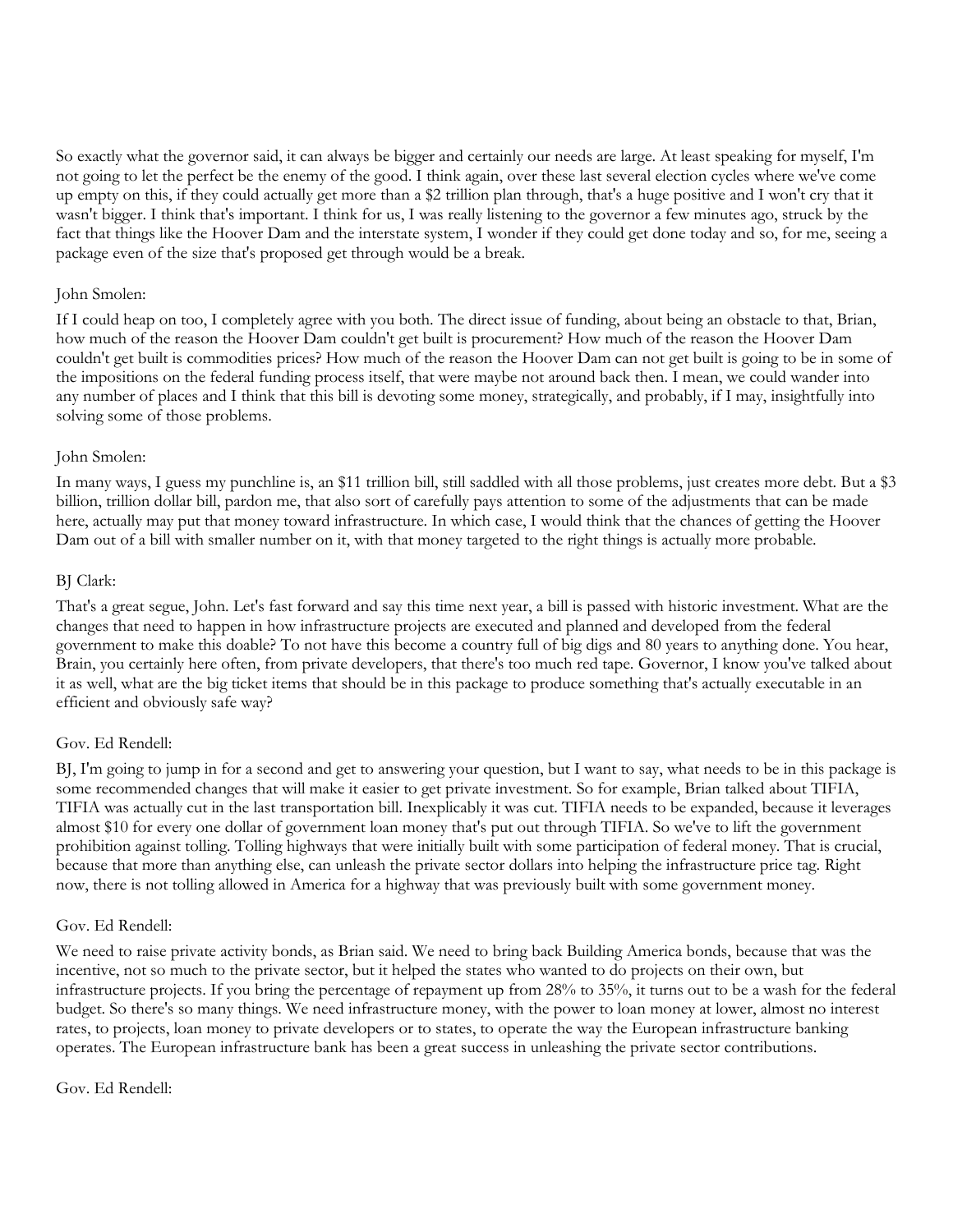So exactly what the governor said, it can always be bigger and certainly our needs are large. At least speaking for myself, I'm not going to let the perfect be the enemy of the good. I think again, over these last several election cycles where we've come up empty on this, if they could actually get more than a $2 trillion plan through, that's a huge positive and I won't cry that it wasn't bigger. I think that's important. I think for us, I was really listening to the governor a few minutes ago, struck by the fact that things like the Hoover Dam and the interstate system, I wonder if they could get done today and so, for me, seeing a package even of the size that's proposed get through would be a break.

John Smolen:

If I could heap on too, I completely agree with you both. The direct issue of funding, about being an obstacle to that, Brian, how much of the reason the Hoover Dam couldn't get built is procurement? How much of the reason the Hoover Dam couldn't get built is commodities prices? How much of the reason the Hoover Dam can not get built is going to be in some of the impositions on the federal funding process itself, that were maybe not around back then. I mean, we could wander into any number of places and I think that this bill is devoting some money, strategically, and probably, if I may, insightfully into solving some of those problems.

John Smolen:

In many ways, I guess my punchline is, an $11 trillion bill, still saddled with all those problems, just creates more debt. But a $3 billion, trillion dollar bill, pardon me, that also sort of carefully pays attention to some of the adjustments that can be made here, actually may put that money toward infrastructure. In which case, I would think that the chances of getting the Hoover Dam out of a bill with smaller number on it, with that money targeted to the right things is actually more probable.

BJ Clark:

That's a great segue, John. Let's fast forward and say this time next year, a bill is passed with historic investment. What are the changes that need to happen in how infrastructure projects are executed and planned and developed from the federal government to make this doable? To not have this become a country full of big digs and 80 years to anything done. You hear, Brain, you certainly here often, from private developers, that there's too much red tape. Governor, I know you've talked about it as well, what are the big ticket items that should be in this package to produce something that's actually executable in an efficient and obviously safe way?

Gov. Ed Rendell:

BJ, I'm going to jump in for a second and get to answering your question, but I want to say, what needs to be in this package is some recommended changes that will make it easier to get private investment. So for example, Brian talked about TIFIA, TIFIA was actually cut in the last transportation bill. Inexplicably it was cut. TIFIA needs to be expanded, because it leverages almost $10 for every one dollar of government loan money that's put out through TIFIA. So we've to lift the government prohibition against tolling. Tolling highways that were initially built with some participation of federal money. That is crucial, because that more than anything else, can unleash the private sector dollars into helping the infrastructure price tag. Right now, there is not tolling allowed in America for a highway that was previously built with some government money.

Gov. Ed Rendell:

We need to raise private activity bonds, as Brian said. We need to bring back Building America bonds, because that was the incentive, not so much to the private sector, but it helped the states who wanted to do projects on their own, but infrastructure projects. If you bring the percentage of repayment up from 28% to 35%, it turns out to be a wash for the federal budget. So there's so many things. We need infrastructure money, with the power to loan money at lower, almost no interest rates, to projects, loan money to private developers or to states, to operate the way the European infrastructure banking operates. The European infrastructure bank has been a great success in unleashing the private sector contributions.

Gov. Ed Rendell: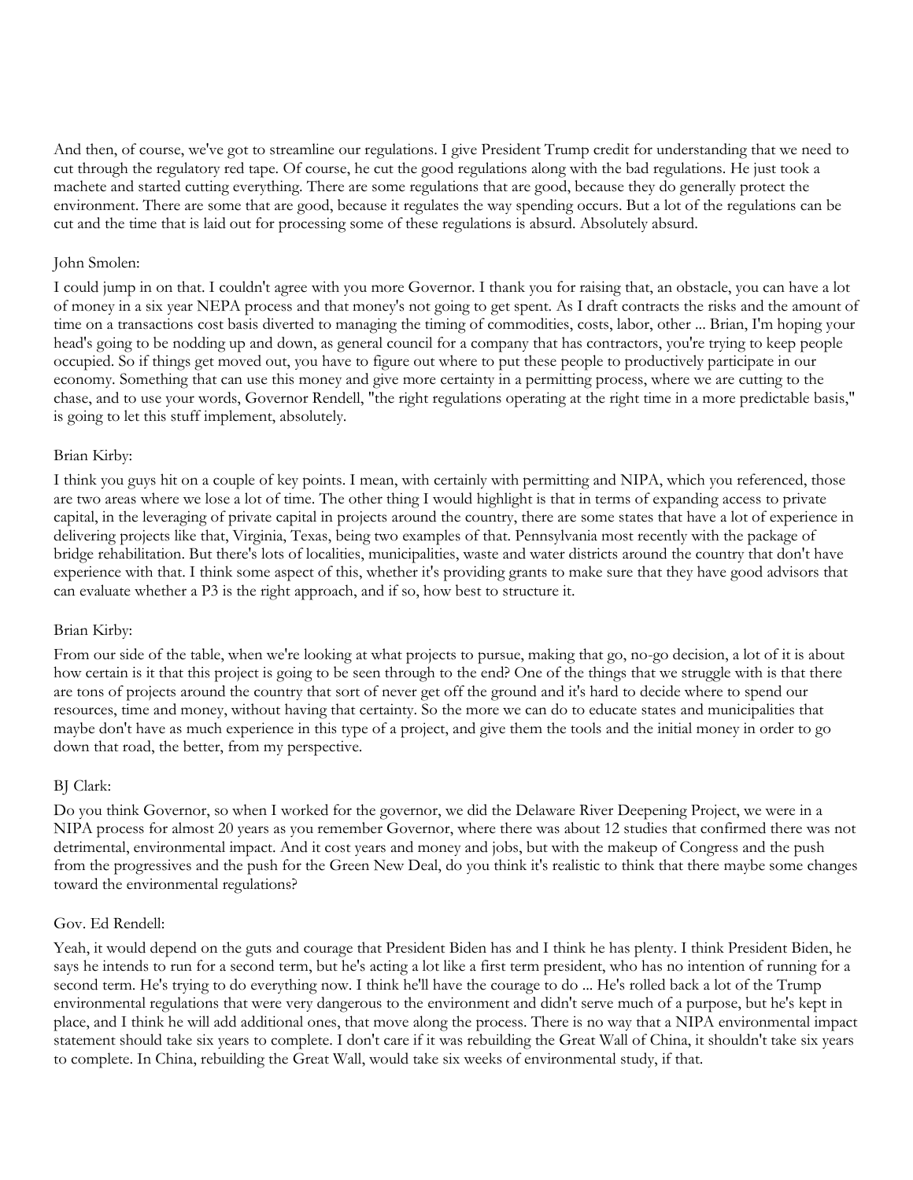And then, of course, we've got to streamline our regulations. I give President Trump credit for understanding that we need to cut through the regulatory red tape. Of course, he cut the good regulations along with the bad regulations. He just took a machete and started cutting everything. There are some regulations that are good, because they do generally protect the environment. There are some that are good, because it regulates the way spending occurs. But a lot of the regulations can be cut and the time that is laid out for processing some of these regulations is absurd. Absolutely absurd.

John Smolen:

I could jump in on that. I couldn't agree with you more Governor. I thank you for raising that, an obstacle, you can have a lot of money in a six year NEPA process and that money's not going to get spent. As I draft contracts the risks and the amount of time on a transactions cost basis diverted to managing the timing of commodities, costs, labor, other ... Brian, I'm hoping your head's going to be nodding up and down, as general council for a company that has contractors, you're trying to keep people occupied. So if things get moved out, you have to figure out where to put these people to productively participate in our economy. Something that can use this money and give more certainty in a permitting process, where we are cutting to the chase, and to use your words, Governor Rendell, "the right regulations operating at the right time in a more predictable basis," is going to let this stuff implement, absolutely.

Brian Kirby:

I think you guys hit on a couple of key points. I mean, with certainly with permitting and NIPA, which you referenced, those are two areas where we lose a lot of time. The other thing I would highlight is that in terms of expanding access to private capital, in the leveraging of private capital in projects around the country, there are some states that have a lot of experience in delivering projects like that, Virginia, Texas, being two examples of that. Pennsylvania most recently with the package of bridge rehabilitation. But there's lots of localities, municipalities, waste and water districts around the country that don't have experience with that. I think some aspect of this, whether it's providing grants to make sure that they have good advisors that can evaluate whether a P3 is the right approach, and if so, how best to structure it.

Brian Kirby:

From our side of the table, when we're looking at what projects to pursue, making that go, no-go decision, a lot of it is about how certain is it that this project is going to be seen through to the end? One of the things that we struggle with is that there are tons of projects around the country that sort of never get off the ground and it's hard to decide where to spend our resources, time and money, without having that certainty. So the more we can do to educate states and municipalities that maybe don't have as much experience in this type of a project, and give them the tools and the initial money in order to go down that road, the better, from my perspective.

BJ Clark:

Do you think Governor, so when I worked for the governor, we did the Delaware River Deepening Project, we were in a NIPA process for almost 20 years as you remember Governor, where there was about 12 studies that confirmed there was not detrimental, environmental impact. And it cost years and money and jobs, but with the makeup of Congress and the push from the progressives and the push for the Green New Deal, do you think it's realistic to think that there maybe some changes toward the environmental regulations?

Gov. Ed Rendell:

Yeah, it would depend on the guts and courage that President Biden has and I think he has plenty. I think President Biden, he says he intends to run for a second term, but he's acting a lot like a first term president, who has no intention of running for a second term. He's trying to do everything now. I think he'll have the courage to do ... He's rolled back a lot of the Trump environmental regulations that were very dangerous to the environment and didn't serve much of a purpose, but he's kept in place, and I think he will add additional ones, that move along the process. There is no way that a NIPA environmental impact statement should take six years to complete. I don't care if it was rebuilding the Great Wall of China, it shouldn't take six years to complete. In China, rebuilding the Great Wall, would take six weeks of environmental study, if that.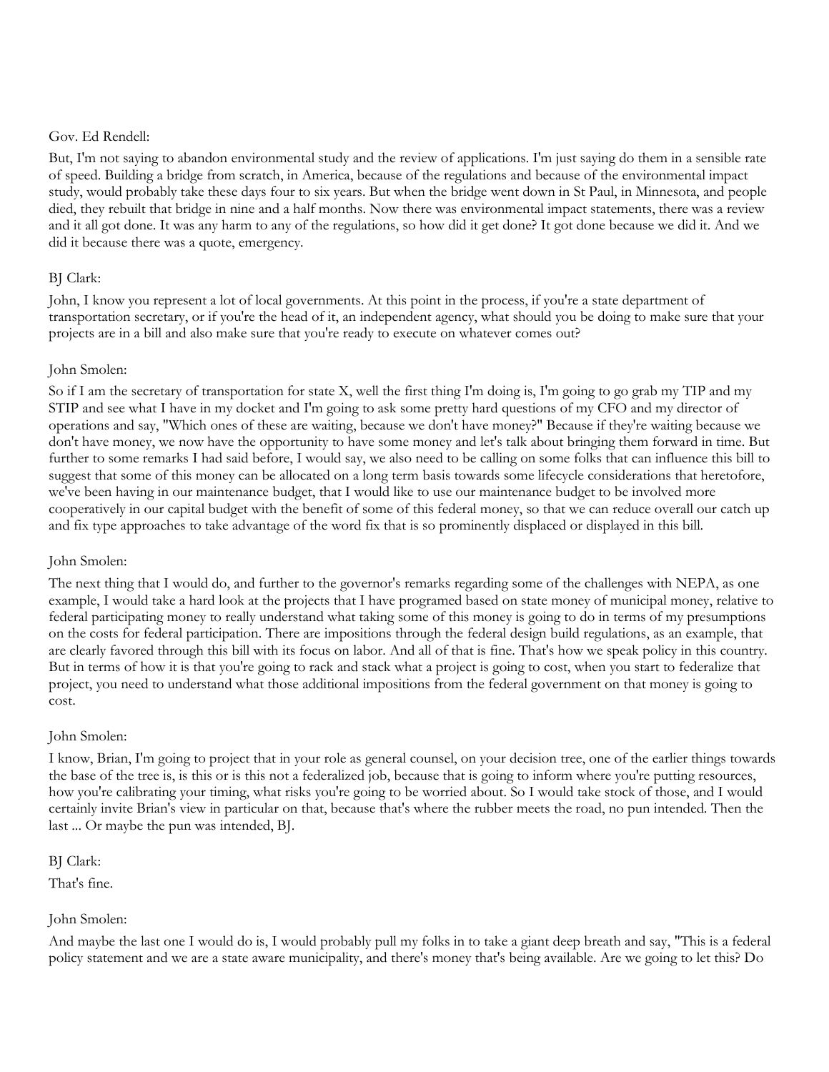Gov. Ed Rendell:

But, I'm not saying to abandon environmental study and the review of applications. I'm just saying do them in a sensible rate of speed. Building a bridge from scratch, in America, because of the regulations and because of the environmental impact study, would probably take these days four to six years. But when the bridge went down in St Paul, in Minnesota, and people died, they rebuilt that bridge in nine and a half months. Now there was environmental impact statements, there was a review and it all got done. It was any harm to any of the regulations, so how did it get done? It got done because we did it. And we did it because there was a quote, emergency.

BJ Clark:

John, I know you represent a lot of local governments. At this point in the process, if you're a state department of transportation secretary, or if you're the head of it, an independent agency, what should you be doing to make sure that your projects are in a bill and also make sure that you're ready to execute on whatever comes out?

John Smolen:

So if I am the secretary of transportation for state X, well the first thing I'm doing is, I'm going to go grab my TIP and my STIP and see what I have in my docket and I'm going to ask some pretty hard questions of my CFO and my director of operations and say, "Which ones of these are waiting, because we don't have money?" Because if they're waiting because we don't have money, we now have the opportunity to have some money and let's talk about bringing them forward in time. But further to some remarks I had said before, I would say, we also need to be calling on some folks that can influence this bill to suggest that some of this money can be allocated on a long term basis towards some lifecycle considerations that heretofore, we've been having in our maintenance budget, that I would like to use our maintenance budget to be involved more cooperatively in our capital budget with the benefit of some of this federal money, so that we can reduce overall our catch up and fix type approaches to take advantage of the word fix that is so prominently displaced or displayed in this bill.

John Smolen:

The next thing that I would do, and further to the governor's remarks regarding some of the challenges with NEPA, as one example, I would take a hard look at the projects that I have programed based on state money of municipal money, relative to federal participating money to really understand what taking some of this money is going to do in terms of my presumptions on the costs for federal participation. There are impositions through the federal design build regulations, as an example, that are clearly favored through this bill with its focus on labor. And all of that is fine. That's how we speak policy in this country. But in terms of how it is that you're going to rack and stack what a project is going to cost, when you start to federalize that project, you need to understand what those additional impositions from the federal government on that money is going to cost.

John Smolen:

I know, Brian, I'm going to project that in your role as general counsel, on your decision tree, one of the earlier things towards the base of the tree is, is this or is this not a federalized job, because that is going to inform where you're putting resources, how you're calibrating your timing, what risks you're going to be worried about. So I would take stock of those, and I would certainly invite Brian's view in particular on that, because that's where the rubber meets the road, no pun intended. Then the last ... Or maybe the pun was intended, BJ.

BJ Clark:

That's fine.

John Smolen:

And maybe the last one I would do is, I would probably pull my folks in to take a giant deep breath and say, "This is a federal policy statement and we are a state aware municipality, and there's money that's being available. Are we going to let this? Do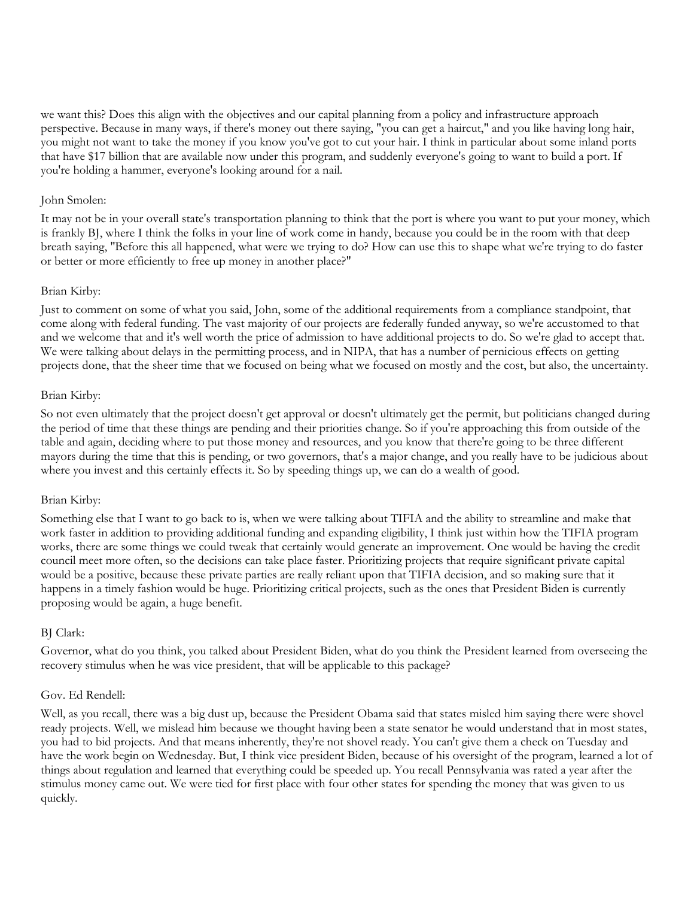we want this? Does this align with the objectives and our capital planning from a policy and infrastructure approach perspective. Because in many ways, if there's money out there saying, "you can get a haircut," and you like having long hair, you might not want to take the money if you know you've got to cut your hair. I think in particular about some inland ports that have $17 billion that are available now under this program, and suddenly everyone's going to want to build a port. If you're holding a hammer, everyone's looking around for a nail.

John Smolen:

It may not be in your overall state's transportation planning to think that the port is where you want to put your money, which is frankly BJ, where I think the folks in your line of work come in handy, because you could be in the room with that deep breath saying, "Before this all happened, what were we trying to do? How can use this to shape what we're trying to do faster or better or more efficiently to free up money in another place?"

Brian Kirby:

Just to comment on some of what you said, John, some of the additional requirements from a compliance standpoint, that come along with federal funding. The vast majority of our projects are federally funded anyway, so we're accustomed to that and we welcome that and it's well worth the price of admission to have additional projects to do. So we're glad to accept that. We were talking about delays in the permitting process, and in NIPA, that has a number of pernicious effects on getting projects done, that the sheer time that we focused on being what we focused on mostly and the cost, but also, the uncertainty.

Brian Kirby:

So not even ultimately that the project doesn't get approval or doesn't ultimately get the permit, but politicians changed during the period of time that these things are pending and their priorities change. So if you're approaching this from outside of the table and again, deciding where to put those money and resources, and you know that there're going to be three different mayors during the time that this is pending, or two governors, that's a major change, and you really have to be judicious about where you invest and this certainly effects it. So by speeding things up, we can do a wealth of good.

Brian Kirby:

Something else that I want to go back to is, when we were talking about TIFIA and the ability to streamline and make that work faster in addition to providing additional funding and expanding eligibility, I think just within how the TIFIA program works, there are some things we could tweak that certainly would generate an improvement. One would be having the credit council meet more often, so the decisions can take place faster. Prioritizing projects that require significant private capital would be a positive, because these private parties are really reliant upon that TIFIA decision, and so making sure that it happens in a timely fashion would be huge. Prioritizing critical projects, such as the ones that President Biden is currently proposing would be again, a huge benefit.

BJ Clark:

Governor, what do you think, you talked about President Biden, what do you think the President learned from overseeing the recovery stimulus when he was vice president, that will be applicable to this package?

Gov. Ed Rendell:

Well, as you recall, there was a big dust up, because the President Obama said that states misled him saying there were shovel ready projects. Well, we mislead him because we thought having been a state senator he would understand that in most states, you had to bid projects. And that means inherently, they're not shovel ready. You can't give them a check on Tuesday and have the work begin on Wednesday. But, I think vice president Biden, because of his oversight of the program, learned a lot of things about regulation and learned that everything could be speeded up. You recall Pennsylvania was rated a year after the stimulus money came out. We were tied for first place with four other states for spending the money that was given to us quickly.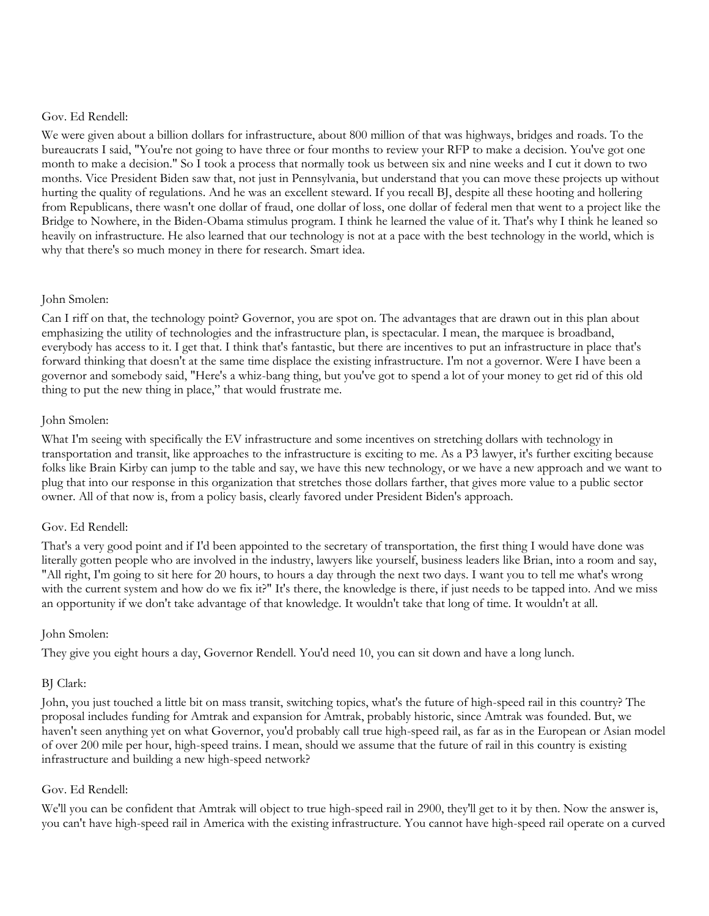Gov. Ed Rendell:

We were given about a billion dollars for infrastructure, about 800 million of that was highways, bridges and roads. To the bureaucrats I said, "You're not going to have three or four months to review your RFP to make a decision. You've got one month to make a decision." So I took a process that normally took us between six and nine weeks and I cut it down to two months. Vice President Biden saw that, not just in Pennsylvania, but understand that you can move these projects up without hurting the quality of regulations. And he was an excellent steward. If you recall BJ, despite all these hooting and hollering from Republicans, there wasn't one dollar of fraud, one dollar of loss, one dollar of federal men that went to a project like the Bridge to Nowhere, in the Biden-Obama stimulus program. I think he learned the value of it. That's why I think he leaned so heavily on infrastructure. He also learned that our technology is not at a pace with the best technology in the world, which is why that there's so much money in there for research. Smart idea.

John Smolen:

Can I riff on that, the technology point? Governor, you are spot on. The advantages that are drawn out in this plan about emphasizing the utility of technologies and the infrastructure plan, is spectacular. I mean, the marquee is broadband, everybody has access to it. I get that. I think that's fantastic, but there are incentives to put an infrastructure in place that's forward thinking that doesn't at the same time displace the existing infrastructure. I'm not a governor. Were I have been a governor and somebody said, "Here's a whiz-bang thing, but you've got to spend a lot of your money to get rid of this old thing to put the new thing in place," that would frustrate me.

John Smolen:

What I'm seeing with specifically the EV infrastructure and some incentives on stretching dollars with technology in transportation and transit, like approaches to the infrastructure is exciting to me. As a P3 lawyer, it's further exciting because folks like Brain Kirby can jump to the table and say, we have this new technology, or we have a new approach and we want to plug that into our response in this organization that stretches those dollars farther, that gives more value to a public sector owner. All of that now is, from a policy basis, clearly favored under President Biden's approach.

Gov. Ed Rendell:

That's a very good point and if I'd been appointed to the secretary of transportation, the first thing I would have done was literally gotten people who are involved in the industry, lawyers like yourself, business leaders like Brian, into a room and say, "All right, I'm going to sit here for 20 hours, to hours a day through the next two days. I want you to tell me what's wrong with the current system and how do we fix it?" It's there, the knowledge is there, if just needs to be tapped into. And we miss an opportunity if we don't take advantage of that knowledge. It wouldn't take that long of time. It wouldn't at all.

John Smolen:

They give you eight hours a day, Governor Rendell. You'd need 10, you can sit down and have a long lunch.

BJ Clark:

John, you just touched a little bit on mass transit, switching topics, what's the future of high-speed rail in this country? The proposal includes funding for Amtrak and expansion for Amtrak, probably historic, since Amtrak was founded. But, we haven't seen anything yet on what Governor, you'd probably call true high-speed rail, as far as in the European or Asian model of over 200 mile per hour, high-speed trains. I mean, should we assume that the future of rail in this country is existing infrastructure and building a new high-speed network?

Gov. Ed Rendell:

We'll you can be confident that Amtrak will object to true high-speed rail in 2900, they'll get to it by then. Now the answer is, you can't have high-speed rail in America with the existing infrastructure. You cannot have high-speed rail operate on a curved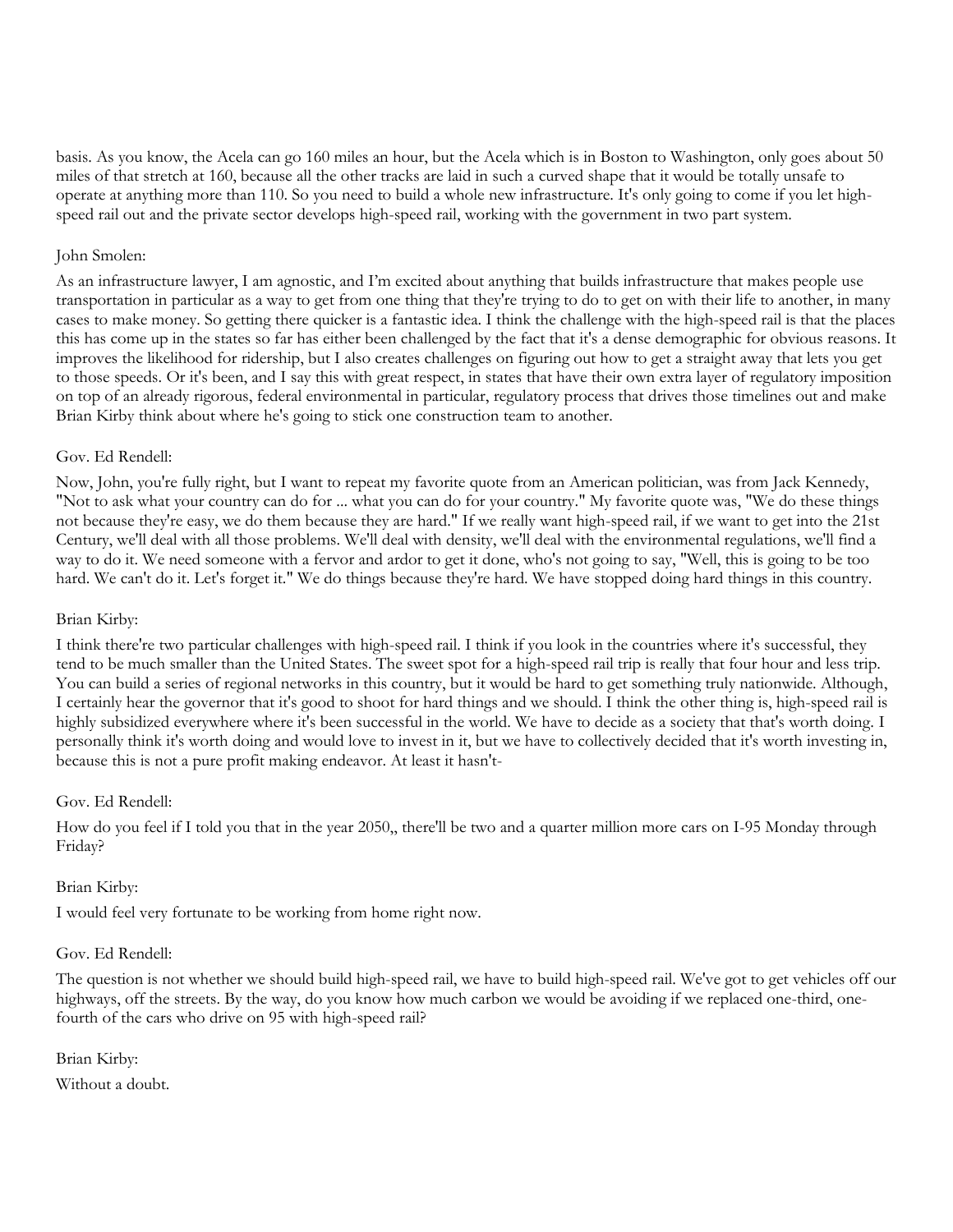basis. As you know, the Acela can go 160 miles an hour, but the Acela which is in Boston to Washington, only goes about 50 miles of that stretch at 160, because all the other tracks are laid in such a curved shape that it would be totally unsafe to operate at anything more than 110. So you need to build a whole new infrastructure. It's only going to come if you let high-speed rail out and the private sector develops high-speed rail, working with the government in two part system.

John Smolen:

As an infrastructure lawyer, I am agnostic, and I'm excited about anything that builds infrastructure that makes people use transportation in particular as a way to get from one thing that they're trying to do to get on with their life to another, in many cases to make money. So getting there quicker is a fantastic idea. I think the challenge with the high-speed rail is that the places this has come up in the states so far has either been challenged by the fact that it's a dense demographic for obvious reasons. It improves the likelihood for ridership, but I also creates challenges on figuring out how to get a straight away that lets you get to those speeds. Or it's been, and I say this with great respect, in states that have their own extra layer of regulatory imposition on top of an already rigorous, federal environmental in particular, regulatory process that drives those timelines out and make Brian Kirby think about where he's going to stick one construction team to another.

Gov. Ed Rendell:

Now, John, you're fully right, but I want to repeat my favorite quote from an American politician, was from Jack Kennedy, "Not to ask what your country can do for ... what you can do for your country." My favorite quote was, "We do these things not because they're easy, we do them because they are hard." If we really want high-speed rail, if we want to get into the 21st Century, we'll deal with all those problems. We'll deal with density, we'll deal with the environmental regulations, we'll find a way to do it. We need someone with a fervor and ardor to get it done, who's not going to say, "Well, this is going to be too hard. We can't do it. Let's forget it." We do things because they're hard. We have stopped doing hard things in this country.

Brian Kirby:

I think there're two particular challenges with high-speed rail. I think if you look in the countries where it's successful, they tend to be much smaller than the United States. The sweet spot for a high-speed rail trip is really that four hour and less trip. You can build a series of regional networks in this country, but it would be hard to get something truly nationwide. Although, I certainly hear the governor that it's good to shoot for hard things and we should. I think the other thing is, high-speed rail is highly subsidized everywhere where it's been successful in the world. We have to decide as a society that that's worth doing. I personally think it's worth doing and would love to invest in it, but we have to collectively decided that it's worth investing in, because this is not a pure profit making endeavor. At least it hasn't-

Gov. Ed Rendell:

How do you feel if I told you that in the year 2050,, there'll be two and a quarter million more cars on I-95 Monday through Friday?

Brian Kirby:

I would feel very fortunate to be working from home right now.

Gov. Ed Rendell:

The question is not whether we should build high-speed rail, we have to build high-speed rail. We've got to get vehicles off our highways, off the streets. By the way, do you know how much carbon we would be avoiding if we replaced one-third, one-fourth of the cars who drive on 95 with high-speed rail?

Brian Kirby:

Without a doubt.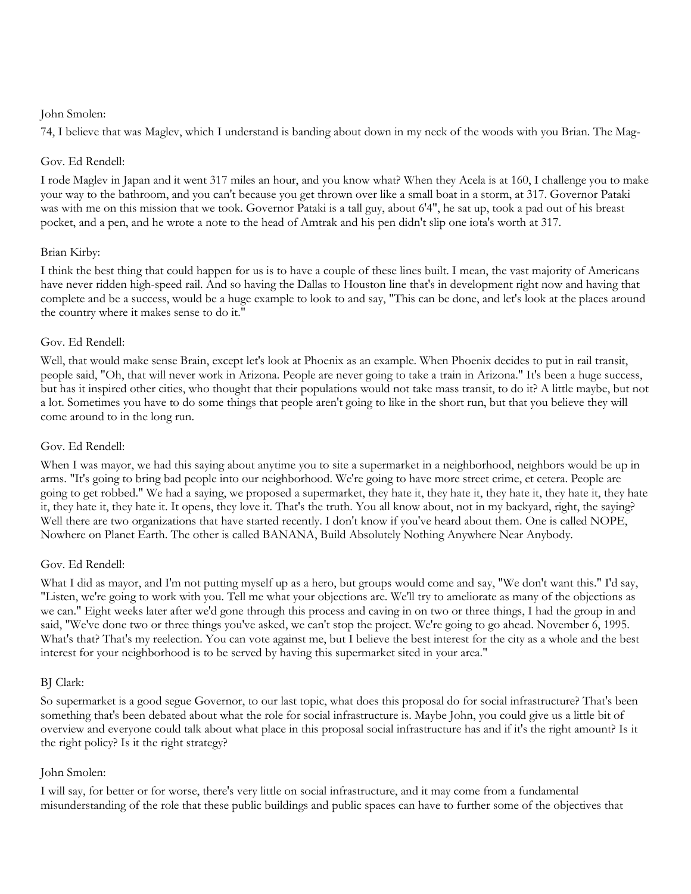John Smolen:

74, I believe that was Maglev, which I understand is banding about down in my neck of the woods with you Brian. The Mag-

Gov. Ed Rendell:

I rode Maglev in Japan and it went 317 miles an hour, and you know what? When they Acela is at 160, I challenge you to make your way to the bathroom, and you can't because you get thrown over like a small boat in a storm, at 317. Governor Pataki was with me on this mission that we took. Governor Pataki is a tall guy, about 6'4", he sat up, took a pad out of his breast pocket, and a pen, and he wrote a note to the head of Amtrak and his pen didn't slip one iota's worth at 317.

Brian Kirby:

I think the best thing that could happen for us is to have a couple of these lines built. I mean, the vast majority of Americans have never ridden high-speed rail. And so having the Dallas to Houston line that's in development right now and having that complete and be a success, would be a huge example to look to and say, "This can be done, and let's look at the places around the country where it makes sense to do it."

Gov. Ed Rendell:

Well, that would make sense Brain, except let's look at Phoenix as an example. When Phoenix decides to put in rail transit, people said, "Oh, that will never work in Arizona. People are never going to take a train in Arizona." It's been a huge success, but has it inspired other cities, who thought that their populations would not take mass transit, to do it? A little maybe, but not a lot. Sometimes you have to do some things that people aren't going to like in the short run, but that you believe they will come around to in the long run.

Gov. Ed Rendell:

When I was mayor, we had this saying about anytime you to site a supermarket in a neighborhood, neighbors would be up in arms. "It's going to bring bad people into our neighborhood. We're going to have more street crime, et cetera. People are going to get robbed." We had a saying, we proposed a supermarket, they hate it, they hate it, they hate it, they hate it, they hate it, they hate it, they hate it. It opens, they love it. That's the truth. You all know about, not in my backyard, right, the saying? Well there are two organizations that have started recently. I don't know if you've heard about them. One is called NOPE, Nowhere on Planet Earth. The other is called BANANA, Build Absolutely Nothing Anywhere Near Anybody.

Gov. Ed Rendell:

What I did as mayor, and I'm not putting myself up as a hero, but groups would come and say, "We don't want this." I'd say, "Listen, we're going to work with you. Tell me what your objections are. We'll try to ameliorate as many of the objections as we can." Eight weeks later after we'd gone through this process and caving in on two or three things, I had the group in and said, "We've done two or three things you've asked, we can't stop the project. We're going to go ahead. November 6, 1995. What's that? That's my reelection. You can vote against me, but I believe the best interest for the city as a whole and the best interest for your neighborhood is to be served by having this supermarket sited in your area."

BJ Clark:

So supermarket is a good segue Governor, to our last topic, what does this proposal do for social infrastructure? That's been something that's been debated about what the role for social infrastructure is. Maybe John, you could give us a little bit of overview and everyone could talk about what place in this proposal social infrastructure has and if it's the right amount? Is it the right policy? Is it the right strategy?

John Smolen:

I will say, for better or for worse, there's very little on social infrastructure, and it may come from a fundamental misunderstanding of the role that these public buildings and public spaces can have to further some of the objectives that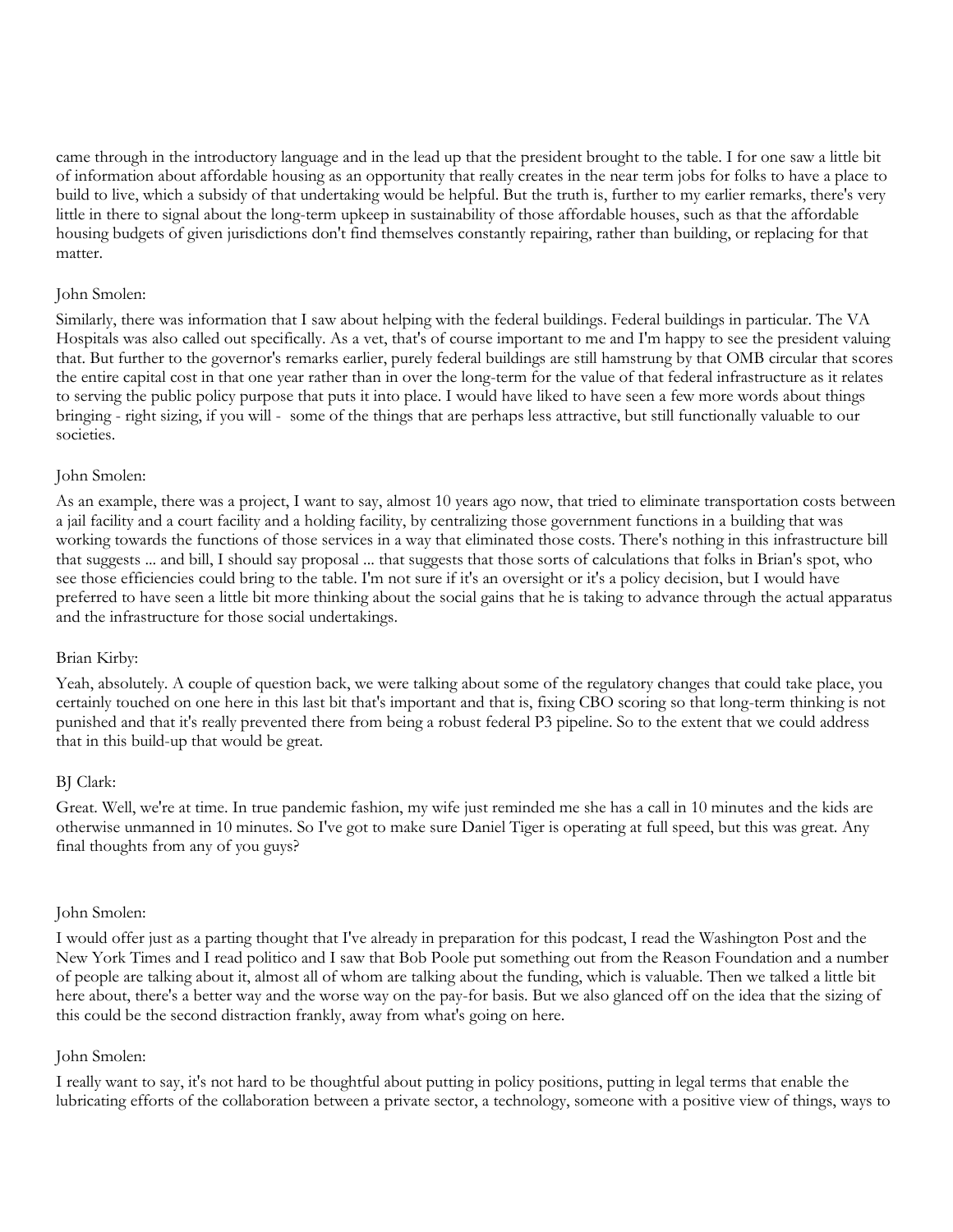came through in the introductory language and in the lead up that the president brought to the table. I for one saw a little bit of information about affordable housing as an opportunity that really creates in the near term jobs for folks to have a place to build to live, which a subsidy of that undertaking would be helpful. But the truth is, further to my earlier remarks, there's very little in there to signal about the long-term upkeep in sustainability of those affordable houses, such as that the affordable housing budgets of given jurisdictions don't find themselves constantly repairing, rather than building, or replacing for that matter.

John Smolen:

Similarly, there was information that I saw about helping with the federal buildings. Federal buildings in particular. The VA Hospitals was also called out specifically. As a vet, that's of course important to me and I'm happy to see the president valuing that. But further to the governor's remarks earlier, purely federal buildings are still hamstrung by that OMB circular that scores the entire capital cost in that one year rather than in over the long-term for the value of that federal infrastructure as it relates to serving the public policy purpose that puts it into place. I would have liked to have seen a few more words about things bringing - right sizing, if you will - some of the things that are perhaps less attractive, but still functionally valuable to our societies.

John Smolen:

As an example, there was a project, I want to say, almost 10 years ago now, that tried to eliminate transportation costs between a jail facility and a court facility and a holding facility, by centralizing those government functions in a building that was working towards the functions of those services in a way that eliminated those costs. There's nothing in this infrastructure bill that suggests ... and bill, I should say proposal ... that suggests that those sorts of calculations that folks in Brian's spot, who see those efficiencies could bring to the table. I'm not sure if it's an oversight or it's a policy decision, but I would have preferred to have seen a little bit more thinking about the social gains that he is taking to advance through the actual apparatus and the infrastructure for those social undertakings.

Brian Kirby:

Yeah, absolutely. A couple of question back, we were talking about some of the regulatory changes that could take place, you certainly touched on one here in this last bit that's important and that is, fixing CBO scoring so that long-term thinking is not punished and that it's really prevented there from being a robust federal P3 pipeline. So to the extent that we could address that in this build-up that would be great.

BJ Clark:

Great. Well, we're at time. In true pandemic fashion, my wife just reminded me she has a call in 10 minutes and the kids are otherwise unmanned in 10 minutes. So I've got to make sure Daniel Tiger is operating at full speed, but this was great. Any final thoughts from any of you guys?

John Smolen:

I would offer just as a parting thought that I've already in preparation for this podcast, I read the Washington Post and the New York Times and I read politico and I saw that Bob Poole put something out from the Reason Foundation and a number of people are talking about it, almost all of whom are talking about the funding, which is valuable. Then we talked a little bit here about, there's a better way and the worse way on the pay-for basis. But we also glanced off on the idea that the sizing of this could be the second distraction frankly, away from what's going on here.

John Smolen:

I really want to say, it's not hard to be thoughtful about putting in policy positions, putting in legal terms that enable the lubricating efforts of the collaboration between a private sector, a technology, someone with a positive view of things, ways to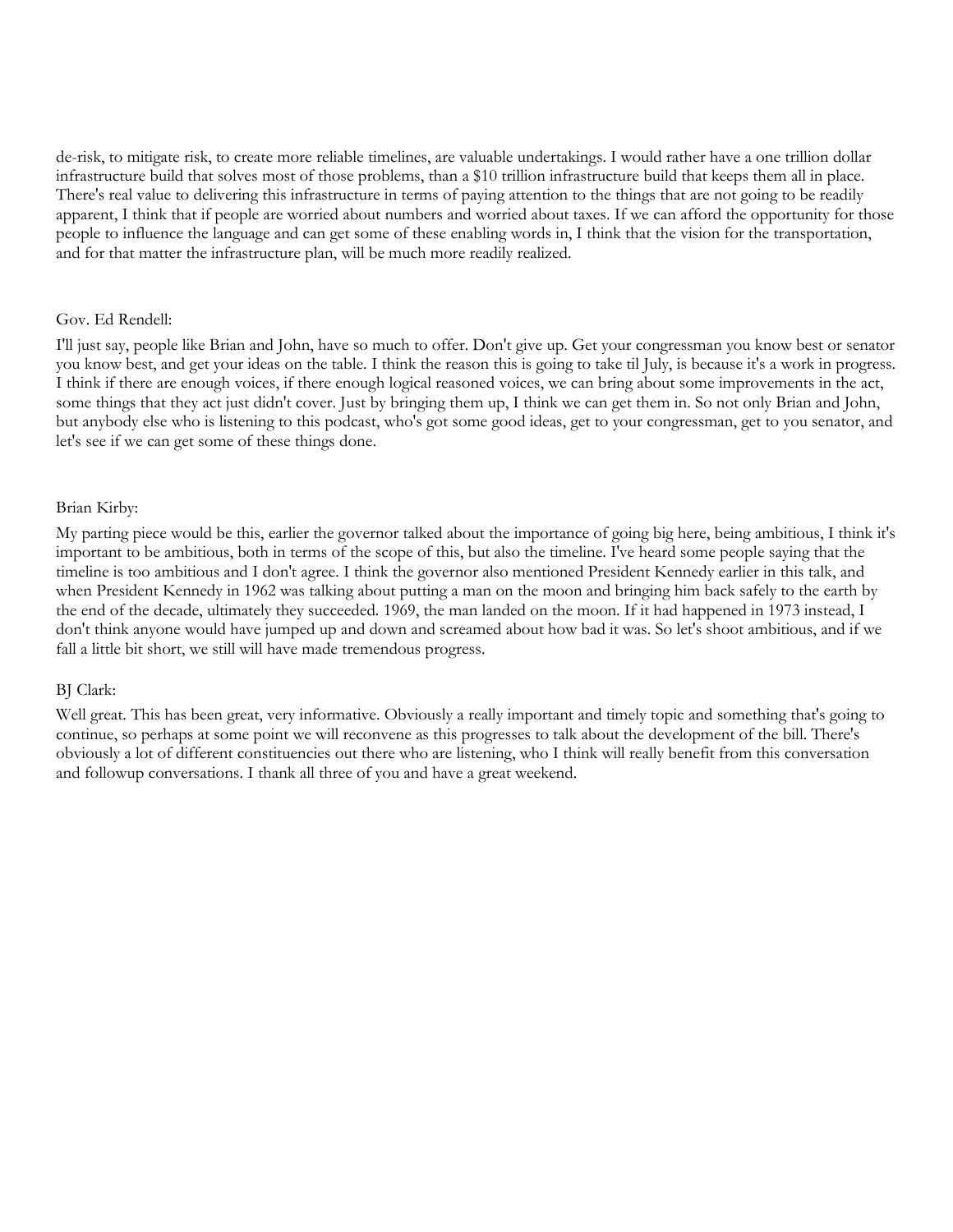de-risk, to mitigate risk, to create more reliable timelines, are valuable undertakings. I would rather have a one trillion dollar infrastructure build that solves most of those problems, than a $10 trillion infrastructure build that keeps them all in place. There's real value to delivering this infrastructure in terms of paying attention to the things that are not going to be readily apparent, I think that if people are worried about numbers and worried about taxes. If we can afford the opportunity for those people to influence the language and can get some of these enabling words in, I think that the vision for the transportation, and for that matter the infrastructure plan, will be much more readily realized.

Gov. Ed Rendell:

I'll just say, people like Brian and John, have so much to offer. Don't give up. Get your congressman you know best or senator you know best, and get your ideas on the table. I think the reason this is going to take til July, is because it's a work in progress. I think if there are enough voices, if there enough logical reasoned voices, we can bring about some improvements in the act, some things that they act just didn't cover. Just by bringing them up, I think we can get them in. So not only Brian and John, but anybody else who is listening to this podcast, who's got some good ideas, get to your congressman, get to you senator, and let's see if we can get some of these things done.

Brian Kirby:

My parting piece would be this, earlier the governor talked about the importance of going big here, being ambitious, I think it's important to be ambitious, both in terms of the scope of this, but also the timeline. I've heard some people saying that the timeline is too ambitious and I don't agree. I think the governor also mentioned President Kennedy earlier in this talk, and when President Kennedy in 1962 was talking about putting a man on the moon and bringing him back safely to the earth by the end of the decade, ultimately they succeeded. 1969, the man landed on the moon. If it had happened in 1973 instead, I don't think anyone would have jumped up and down and screamed about how bad it was. So let's shoot ambitious, and if we fall a little bit short, we still will have made tremendous progress.

BJ Clark:

Well great. This has been great, very informative. Obviously a really important and timely topic and something that's going to continue, so perhaps at some point we will reconvene as this progresses to talk about the development of the bill. There's obviously a lot of different constituencies out there who are listening, who I think will really benefit from this conversation and followup conversations. I thank all three of you and have a great weekend.